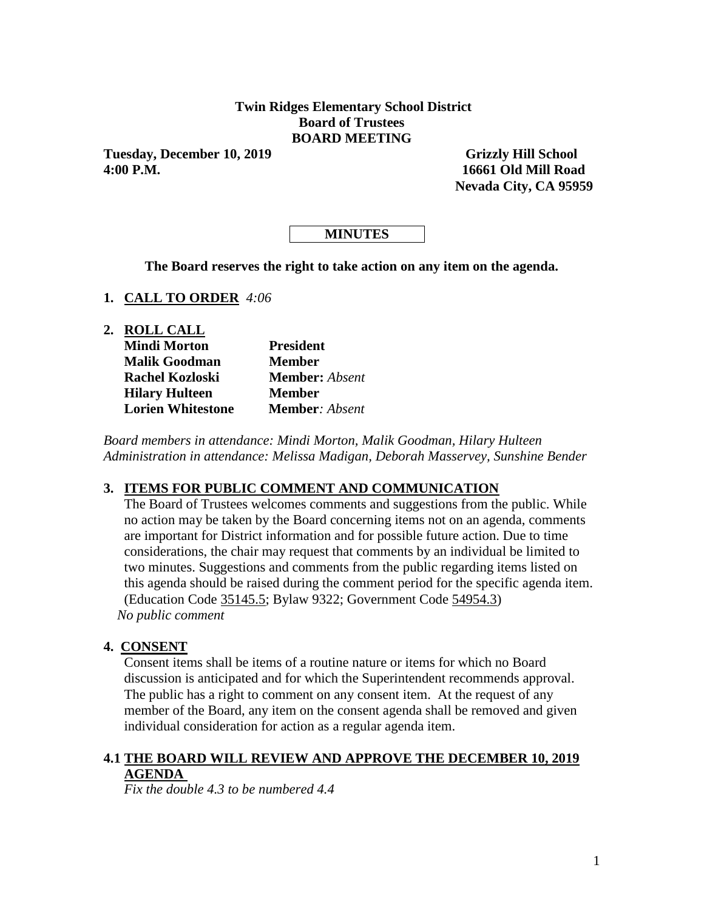**Twin Ridges Elementary School District**
**Board of Trustees**
**BOARD MEETING**

**Tuesday, December 10, 2019** 
**4:00 P.M.**

**Grizzly Hill School**
**16661 Old Mill Road**
**Nevada City, CA 95959**

**MINUTES**

**The Board reserves the right to take action on any item on the agenda.**

**1. CALL TO ORDER** *4:06*

**2. ROLL CALL**

| | |
|---|---|
| **Mindi Morton** | **President** |
| **Malik Goodman** | **Member** |
| **Rachel Kozloski** | **Member:** *Absent* |
| **Hilary Hulteen** | **Member** |
| **Lorien Whitestone** | **Member***: Absent* |

*Board members in attendance: Mindi Morton, Malik Goodman, Hilary Hulteen*
*Administration in attendance: Melissa Madigan, Deborah Masservey, Sunshine Bender*

**3. ITEMS FOR PUBLIC COMMENT AND COMMUNICATION**

The Board of Trustees welcomes comments and suggestions from the public. While no action may be taken by the Board concerning items not on an agenda, comments are important for District information and for possible future action. Due to time considerations, the chair may request that comments by an individual be limited to two minutes. Suggestions and comments from the public regarding items listed on this agenda should be raised during the comment period for the specific agenda item. (Education Code 35145.5; Bylaw 9322; Government Code 54954.3)

*No public comment*

**4. CONSENT**

Consent items shall be items of a routine nature or items for which no Board discussion is anticipated and for which the Superintendent recommends approval. The public has a right to comment on any consent item. At the request of any member of the Board, any item on the consent agenda shall be removed and given individual consideration for action as a regular agenda item.

**4.1 THE BOARD WILL REVIEW AND APPROVE THE DECEMBER 10, 2019 AGENDA**

*Fix the double 4.3 to be numbered 4.4*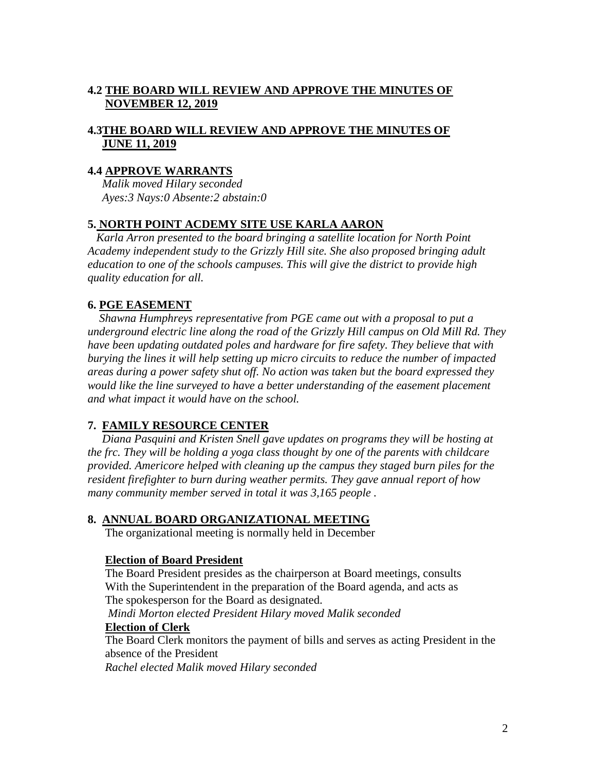### 4.2 THE BOARD WILL REVIEW AND APPROVE THE MINUTES OF NOVEMBER 12, 2019

### 4.3THE BOARD WILL REVIEW AND APPROVE THE MINUTES OF JUNE 11, 2019

### 4.4 APPROVE WARRANTS

*Malik moved Hilary seconded*
*Ayes:3 Nays:0 Absente:2 abstain:0*

### 5. NORTH POINT ACDEMY SITE USE KARLA AARON

*Karla Arron presented to the board bringing a satellite location for North Point Academy independent study to the Grizzly Hill site. She also proposed bringing adult education to one of the schools campuses. This will give the district to provide high quality education for all.*

### 6. PGE EASEMENT

*Shawna Humphreys representative from PGE came out with a proposal to put a underground electric line along the road of the Grizzly Hill campus on Old Mill Rd. They have been updating outdated poles and hardware for fire safety. They believe that with burying the lines it will help setting up micro circuits to reduce the number of impacted areas during a power safety shut off. No action was taken but the board expressed they would like the line surveyed to have a better understanding of the easement placement and what impact it would have on the school.*

### 7. FAMILY RESOURCE CENTER

*Diana Pasquini and Kristen Snell gave updates on programs they will be hosting at the frc. They will be holding a yoga class thought by one of the parents with childcare provided. Americore helped with cleaning up the campus they staged burn piles for the resident firefighter to burn during weather permits. They gave annual report of how many community member served in total it was 3,165 people .*

### 8. ANNUAL BOARD ORGANIZATIONAL MEETING

The organizational meeting is normally held in December

**Election of Board President**

The Board President presides as the chairperson at Board meetings, consults With the Superintendent in the preparation of the Board agenda, and acts as The spokesperson for the Board as designated.

*Mindi Morton elected President Hilary moved Malik seconded*

**Election of Clerk**

The Board Clerk monitors the payment of bills and serves as acting President in the absence of the President

*Rachel elected Malik moved Hilary seconded*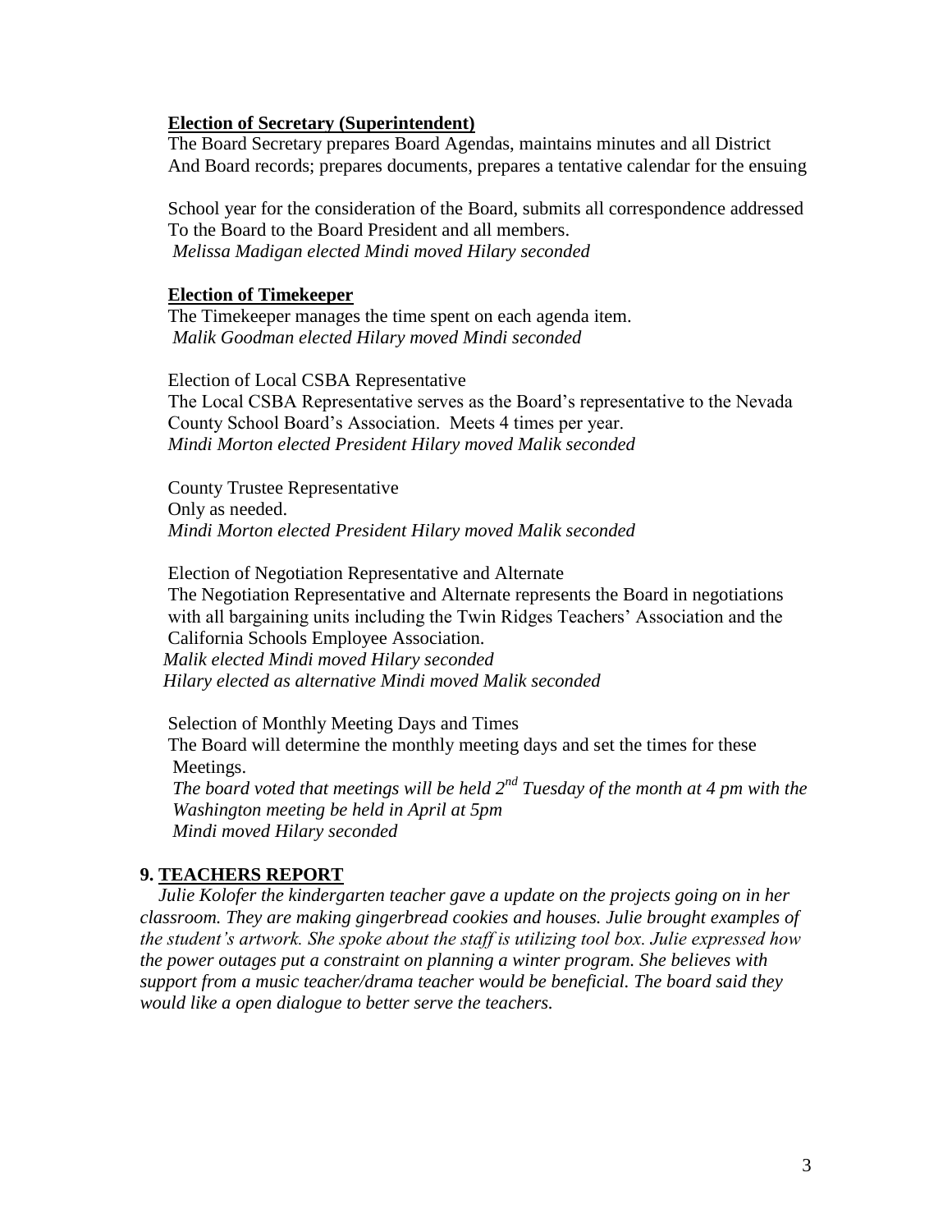**Election of Secretary (Superintendent)**

The Board Secretary prepares Board Agendas, maintains minutes and all District And Board records; prepares documents, prepares a tentative calendar for the ensuing

School year for the consideration of the Board, submits all correspondence addressed To the Board to the Board President and all members.
*Melissa Madigan elected Mindi moved Hilary seconded*

**Election of Timekeeper**

The Timekeeper manages the time spent on each agenda item.
*Malik Goodman elected Hilary moved Mindi seconded*

Election of Local CSBA Representative
The Local CSBA Representative serves as the Board's representative to the Nevada County School Board's Association. Meets 4 times per year.
*Mindi Morton elected President Hilary moved Malik seconded*

County Trustee Representative
Only as needed.
*Mindi Morton elected President Hilary moved Malik seconded*

Election of Negotiation Representative and Alternate
The Negotiation Representative and Alternate represents the Board in negotiations with all bargaining units including the Twin Ridges Teachers' Association and the California Schools Employee Association.
*Malik elected Mindi moved Hilary seconded*
*Hilary elected as alternative Mindi moved Malik seconded*

Selection of Monthly Meeting Days and Times
The Board will determine the monthly meeting days and set the times for these Meetings.
*The board voted that meetings will be held 2nd Tuesday of the month at 4 pm with the Washington meeting be held in April at 5pm*
*Mindi moved Hilary seconded*

## 9. TEACHERS REPORT

*Julie Kolofer the kindergarten teacher gave a update on the projects going on in her classroom. They are making gingerbread cookies and houses. Julie brought examples of the student's artwork. She spoke about the staff is utilizing tool box. Julie expressed how the power outages put a constraint on planning a winter program. She believes with support from a music teacher/drama teacher would be beneficial. The board said they would like a open dialogue to better serve the teachers.*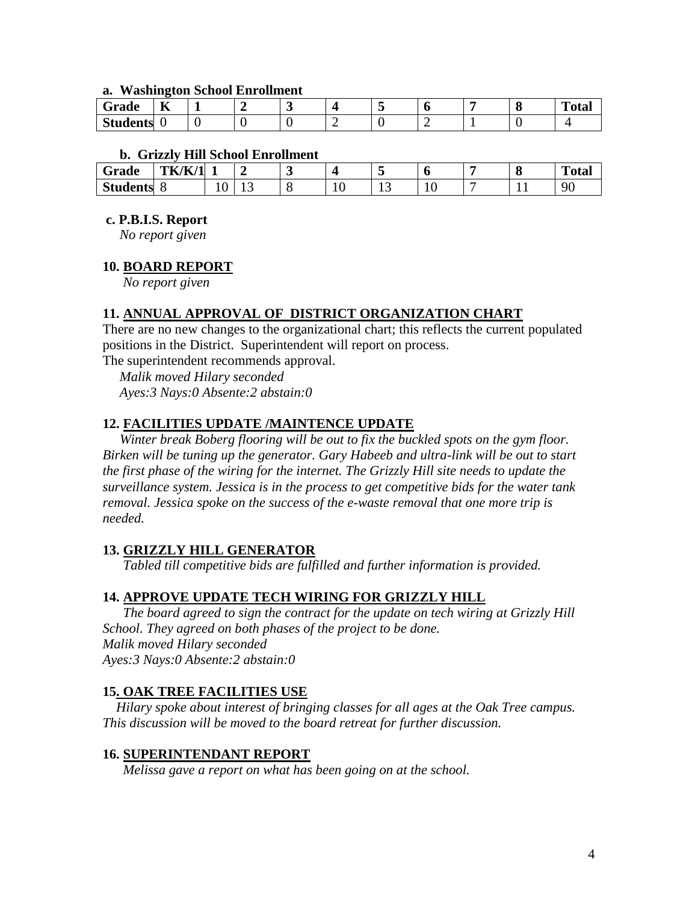**a. Washington School Enrollment**

| Grade | K | 1 | 2 | 3 | 4 | 5 | 6 | 7 | 8 | Total |
|---|---|---|---|---|---|---|---|---|---|---|
| Students | 0 | 0 | 0 | 0 | 2 | 0 | 2 | 1 | 0 | 4 |

**b. Grizzly Hill School Enrollment**

| Grade | TK/K/1 | 1 | 2 | 3 | 4 | 5 | 6 | 7 | 8 | Total |
|---|---|---|---|---|---|---|---|---|---|---|
| Students | 8 | 10 | 13 | 8 | 10 | 13 | 10 | 7 | 11 | 90 |

**c. P.B.I.S. Report**
*No report given*

**10. <u>BOARD REPORT</u>**
*No report given*

**11. <u>ANNUAL APPROVAL OF DISTRICT ORGANIZATION CHART</u>**
There are no new changes to the organizational chart; this reflects the current populated positions in the District. Superintendent will report on process.
The superintendent recommends approval.
*Malik moved Hilary seconded*
*Ayes:3 Nays:0 Absente:2 abstain:0*

**12. <u>FACILITIES UPDATE /MAINTENCE UPDATE</u>**
*Winter break Boberg flooring will be out to fix the buckled spots on the gym floor. Birken will be tuning up the generator. Gary Habeeb and ultra-link will be out to start the first phase of the wiring for the internet. The Grizzly Hill site needs to update the surveillance system. Jessica is in the process to get competitive bids for the water tank removal. Jessica spoke on the success of the e-waste removal that one more trip is needed.*

**13. <u>GRIZZLY HILL GENERATOR</u>**
*Tabled till competitive bids are fulfilled and further information is provided.*

**14. <u>APPROVE UPDATE TECH WIRING FOR GRIZZLY HILL</u>**
*The board agreed to sign the contract for the update on tech wiring at Grizzly Hill School. They agreed on both phases of the project to be done.*
*Malik moved Hilary seconded*
*Ayes:3 Nays:0 Absente:2 abstain:0*

**15. <u>OAK TREE FACILITIES USE</u>**
*Hilary spoke about interest of bringing classes for all ages at the Oak Tree campus. This discussion will be moved to the board retreat for further discussion.*

**16. <u>SUPERINTENDANT REPORT</u>**
*Melissa gave a report on what has been going on at the school.*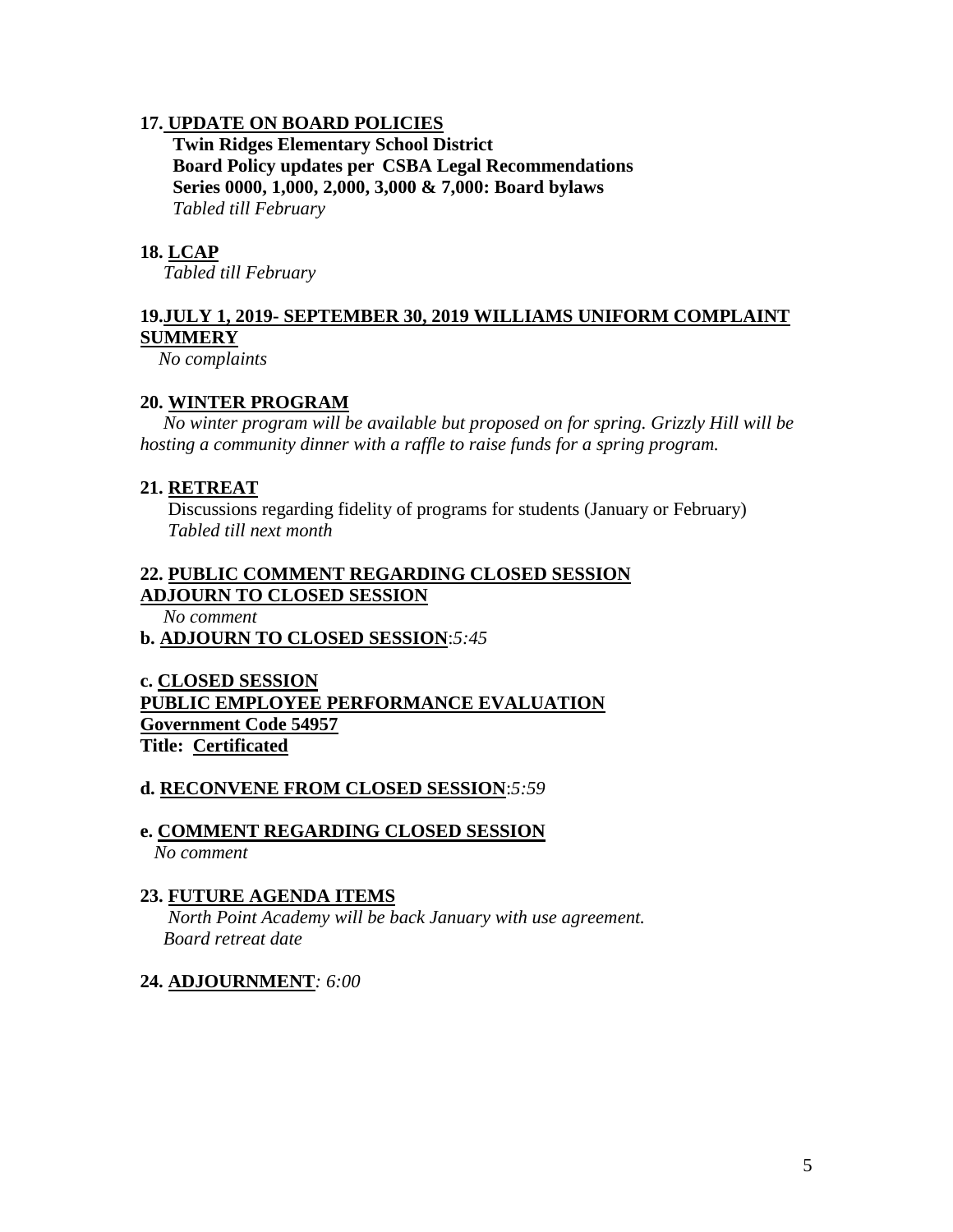**17. UPDATE ON BOARD POLICIES**

**Twin Ridges Elementary School District**
**Board Policy updates per CSBA Legal Recommendations**
**Series 0000, 1,000, 2,000, 3,000 & 7,000: Board bylaws**
*Tabled till February*

**18. LCAP**

*Tabled till February*

**19.JULY 1, 2019- SEPTEMBER 30, 2019 WILLIAMS UNIFORM COMPLAINT SUMMERY**

*No complaints*

**20. WINTER PROGRAM**

*No winter program will be available but proposed on for spring. Grizzly Hill will be hosting a community dinner with a raffle to raise funds for a spring program.*

**21. RETREAT**

Discussions regarding fidelity of programs for students (January or February)
*Tabled till next month*

**22. PUBLIC COMMENT REGARDING CLOSED SESSION**
**ADJOURN TO CLOSED SESSION**

*No comment*

**b. ADJOURN TO CLOSED SESSION**:*5:45*

**c. CLOSED SESSION**
**PUBLIC EMPLOYEE PERFORMANCE EVALUATION**
**Government Code 54957**
**Title: Certificated**

**d. RECONVENE FROM CLOSED SESSION**:*5:59*

**e. COMMENT REGARDING CLOSED SESSION**

*No comment*

**23. FUTURE AGENDA ITEMS**

*North Point Academy will be back January with use agreement.*
*Board retreat date*

**24. ADJOURNMENT***: 6:00*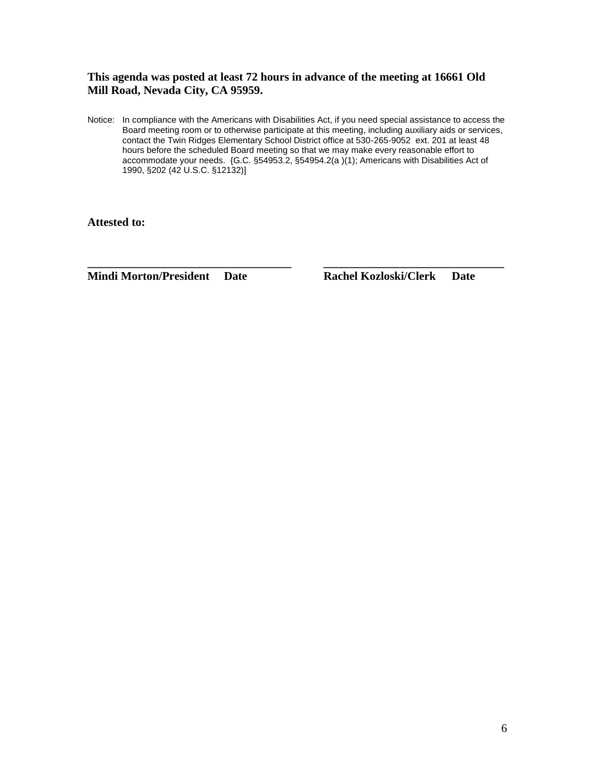**This agenda was posted at least 72 hours in advance of the meeting at 16661 Old Mill Road, Nevada City, CA 95959.**

Notice: In compliance with the Americans with Disabilities Act, if you need special assistance to access the Board meeting room or to otherwise participate at this meeting, including auxiliary aids or services, contact the Twin Ridges Elementary School District office at 530-265-9052 ext. 201 at least 48 hours before the scheduled Board meeting so that we may make every reasonable effort to accommodate your needs. {G.C. §54953.2, §54954.2(a )(1); Americans with Disabilities Act of 1990, §202 (42 U.S.C. §12132)]

**Attested to:**

| | |
|---|---|
| ___________________________________ | _______________________________ |
| **Mindi Morton/President Date** | **Rachel Kozloski/Clerk Date** |